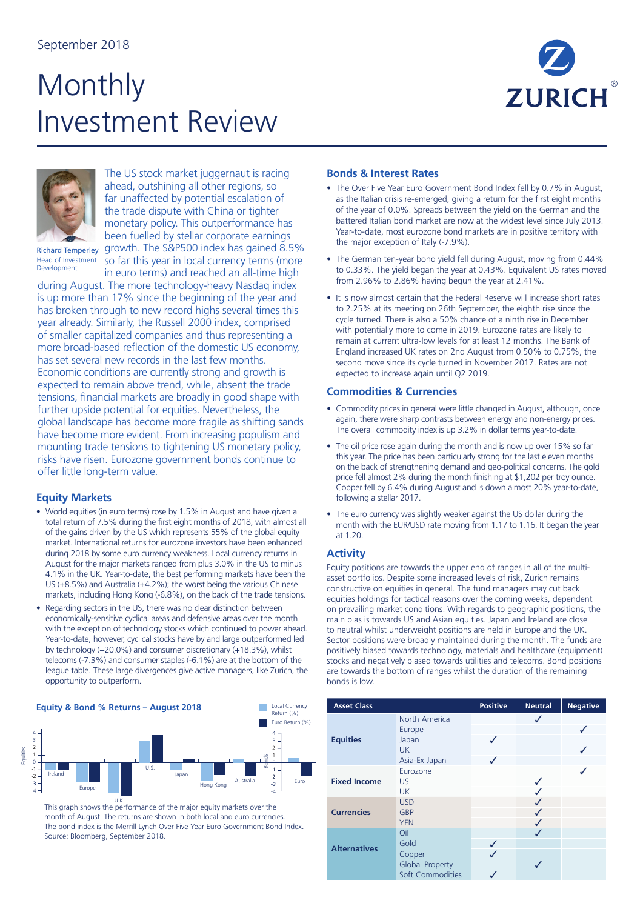September 2018

# Monthly Investment Review

Richard Temperley
Head of Investment Development

The US stock market juggernaut is racing ahead, outshining all other regions, so far unaffected by potential escalation of the trade dispute with China or tighter monetary policy. This outperformance has been fuelled by stellar corporate earnings growth. The S&P500 index has gained 8.5% so far this year in local currency terms (more in euro terms) and reached an all-time high during August. The more technology-heavy Nasdaq index is up more than 17% since the beginning of the year and has broken through to new record highs several times this year already. Similarly, the Russell 2000 index, comprised of smaller capitalized companies and thus representing a more broad-based reflection of the domestic US economy, has set several new records in the last few months. Economic conditions are currently strong and growth is expected to remain above trend, while, absent the trade tensions, financial markets are broadly in good shape with further upside potential for equities. Nevertheless, the global landscape has become more fragile as shifting sands have become more evident. From increasing populism and mounting trade tensions to tightening US monetary policy, risks have risen. Eurozone government bonds continue to offer little long-term value.

## Equity Markets

- World equities (in euro terms) rose by 1.5% in August and have given a total return of 7.5% during the first eight months of 2018, with almost all of the gains driven by the US which represents 55% of the global equity market. International returns for eurozone investors have been enhanced during 2018 by some euro currency weakness. Local currency returns in August for the major markets ranged from plus 3.0% in the US to minus 4.1% in the UK. Year-to-date, the best performing markets have been the US (+8.5%) and Australia (+4.2%); the worst being the various Chinese markets, including Hong Kong (-6.8%), on the back of the trade tensions.
- Regarding sectors in the US, there was no clear distinction between economically-sensitive cyclical areas and defensive areas over the month with the exception of technology stocks which continued to power ahead. Year-to-date, however, cyclical stocks have by and large outperformed led by technology (+20.0%) and consumer discretionary (+18.3%), whilst telecoms (-7.3%) and consumer staples (-6.1%) are at the bottom of the league table. These large divergences give active managers, like Zurich, the opportunity to outperform.

**Equity & Bond % Returns – August 2018**

Local Currency Return (%)
Euro Return (%)

Equities
Bonds
4
3
2
1
0
-1
-2
-3
-4
Ireland
Europe
U.K.
U.S.
Japan
Hong Kong
Australia
Euro

This graph shows the performance of the major equity markets over the month of August. The returns are shown in both local and euro currencies. The bond index is the Merrill Lynch Over Five Year Euro Government Bond Index. Source: Bloomberg, September 2018.

## Bonds & Interest Rates

- The Over Five Year Euro Government Bond Index fell by 0.7% in August, as the Italian crisis re-emerged, giving a return for the first eight months of the year of 0.0%. Spreads between the yield on the German and the battered Italian bond market are now at the widest level since July 2013. Year-to-date, most eurozone bond markets are in positive territory with the major exception of Italy (-7.9%).
- The German ten-year bond yield fell during August, moving from 0.44% to 0.33%. The yield began the year at 0.43%. Equivalent US rates moved from 2.96% to 2.86% having begun the year at 2.41%.
- It is now almost certain that the Federal Reserve will increase short rates to 2.25% at its meeting on 26th September, the eighth rise since the cycle turned. There is also a 50% chance of a ninth rise in December with potentially more to come in 2019. Eurozone rates are likely to remain at current ultra-low levels for at least 12 months. The Bank of England increased UK rates on 2nd August from 0.50% to 0.75%, the second move since its cycle turned in November 2017. Rates are not expected to increase again until Q2 2019.

## Commodities & Currencies

- Commodity prices in general were little changed in August, although, once again, there were sharp contrasts between energy and non-energy prices. The overall commodity index is up 3.2% in dollar terms year-to-date.
- The oil price rose again during the month and is now up over 15% so far this year. The price has been particularly strong for the last eleven months on the back of strengthening demand and geo-political concerns. The gold price fell almost 2% during the month finishing at $1,202 per troy ounce. Copper fell by 6.4% during August and is down almost 20% year-to-date, following a stellar 2017.
- The euro currency was slightly weaker against the US dollar during the month with the EUR/USD rate moving from 1.17 to 1.16. It began the year at 1.20.

## Activity

Equity positions are towards the upper end of ranges in all of the multi-asset portfolios. Despite some increased levels of risk, Zurich remains constructive on equities in general. The fund managers may cut back equities holdings for tactical reasons over the coming weeks, dependent on prevailing market conditions. With regards to geographic positions, the main bias is towards US and Asian equities. Japan and Ireland are close to neutral whilst underweight positions are held in Europe and the UK. Sector positions were broadly maintained during the month. The funds are positively biased towards technology, materials and healthcare (equipment) stocks and negatively biased towards utilities and telecoms. Bond positions are towards the bottom of ranges whilst the duration of the remaining bonds is low.

| Asset Class | | Positive | Neutral | Negative |
|---|---|---|---|---|
| Equities | North America | | ✓ | |
| | Europe | | | ✓ |
| | Japan | ✓ | | |
| | UK | | | ✓ |
| | Asia-Ex Japan | ✓ | | |
| Fixed Income | Eurozone | | | ✓ |
| | US | | ✓ | |
| | UK | | ✓ | |
| Currencies | USD | | ✓ | |
| | GBP | | ✓ | |
| | YEN | | ✓ | |
| Alternatives | Oil | | ✓ | |
| | Gold | ✓ | | |
| | Copper | ✓ | | |
| | Global Property | | ✓ | |
| | Soft Commodities | ✓ | | |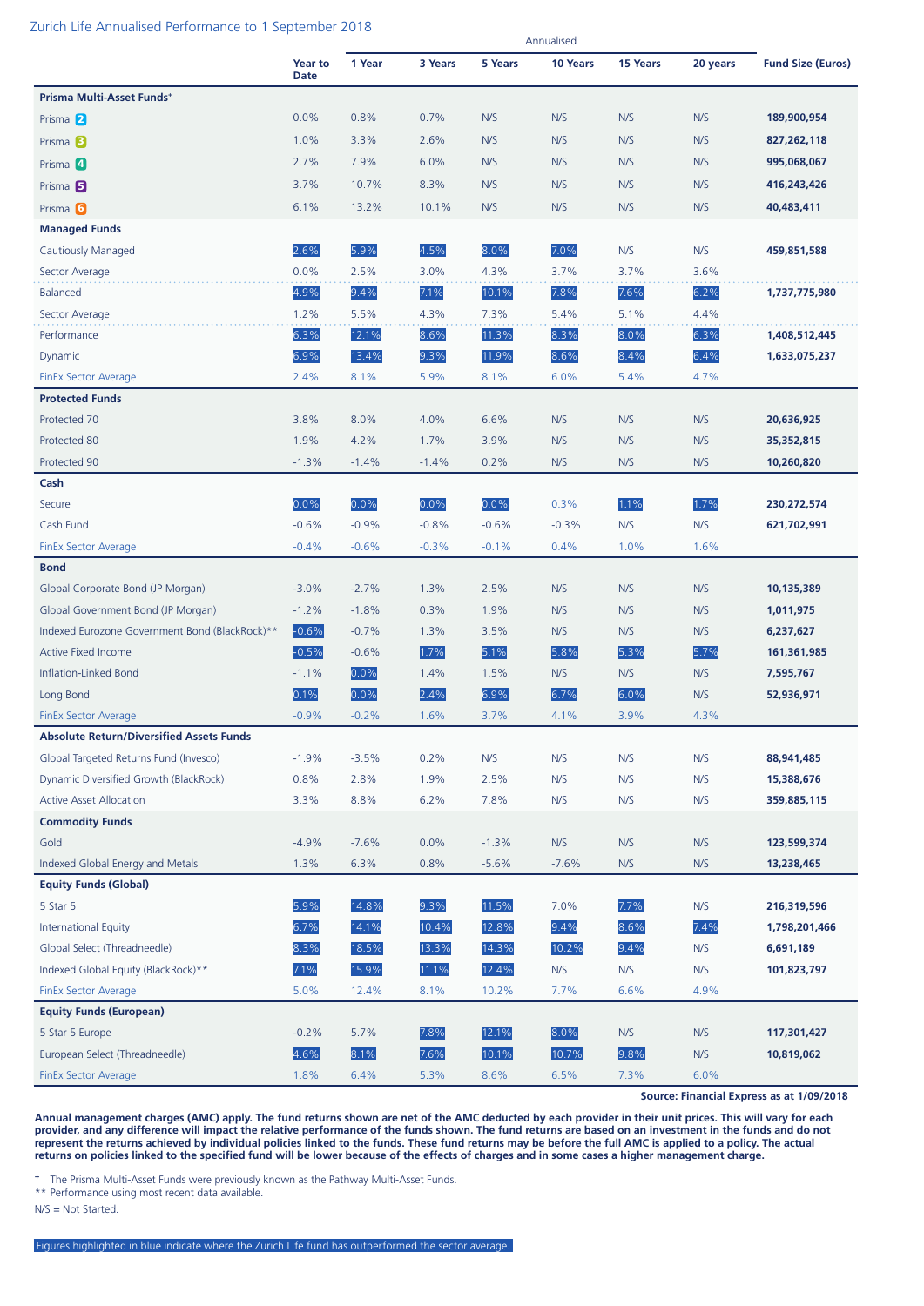# Zurich Life Annualised Performance to 1 September 2018

| | Year to Date | Annualised | | | | | | Fund Size (Euros) |
|---|---|---|---|---|---|---|---|---|
| | | 1 Year | 3 Years | 5 Years | 10 Years | 15 Years | 20 years | |
| **Prisma Multi-Asset Funds+** | | | | | | | | |
| Prisma 2 | 0.0% | 0.8% | 0.7% | N/S | N/S | N/S | N/S | **189,900,954** |
| Prisma 3 | 1.0% | 3.3% | 2.6% | N/S | N/S | N/S | N/S | **827,262,118** |
| Prisma 4 | 2.7% | 7.9% | 6.0% | N/S | N/S | N/S | N/S | **995,068,067** |
| Prisma 5 | 3.7% | 10.7% | 8.3% | N/S | N/S | N/S | N/S | **416,243,426** |
| Prisma 6 | 6.1% | 13.2% | 10.1% | N/S | N/S | N/S | N/S | **40,483,411** |
| **Managed Funds** | | | | | | | | |
| Cautiously Managed | 2.6% | 5.9% | 4.5% | 8.0% | 7.0% | N/S | N/S | **459,851,588** |
| Sector Average | 0.0% | 2.5% | 3.0% | 4.3% | 3.7% | 3.7% | 3.6% | |
| Balanced | 4.9% | 9.4% | 7.1% | 10.1% | 7.8% | 7.6% | 6.2% | **1,737,775,980** |
| Sector Average | 1.2% | 5.5% | 4.3% | 7.3% | 5.4% | 5.1% | 4.4% | |
| Performance | 6.3% | 12.1% | 8.6% | 11.3% | 8.3% | 8.0% | 6.3% | **1,408,512,445** |
| Dynamic | 6.9% | 13.4% | 9.3% | 11.9% | 8.6% | 8.4% | 6.4% | **1,633,075,237** |
| FinEx Sector Average | 2.4% | 8.1% | 5.9% | 8.1% | 6.0% | 5.4% | 4.7% | |
| **Protected Funds** | | | | | | | | |
| Protected 70 | 3.8% | 8.0% | 4.0% | 6.6% | N/S | N/S | N/S | **20,636,925** |
| Protected 80 | 1.9% | 4.2% | 1.7% | 3.9% | N/S | N/S | N/S | **35,352,815** |
| Protected 90 | -1.3% | -1.4% | -1.4% | 0.2% | N/S | N/S | N/S | **10,260,820** |
| **Cash** | | | | | | | | |
| Secure | 0.0% | 0.0% | 0.0% | 0.0% | 0.3% | 1.1% | 1.7% | **230,272,574** |
| Cash Fund | -0.6% | -0.9% | -0.8% | -0.6% | -0.3% | N/S | N/S | **621,702,991** |
| FinEx Sector Average | -0.4% | -0.6% | -0.3% | -0.1% | 0.4% | 1.0% | 1.6% | |
| **Bond** | | | | | | | | |
| Global Corporate Bond (JP Morgan) | -3.0% | -2.7% | 1.3% | 2.5% | N/S | N/S | N/S | **10,135,389** |
| Global Government Bond (JP Morgan) | -1.2% | -1.8% | 0.3% | 1.9% | N/S | N/S | N/S | **1,011,975** |
| Indexed Eurozone Government Bond (BlackRock)** | -0.6% | -0.7% | 1.3% | 3.5% | N/S | N/S | N/S | **6,237,627** |
| Active Fixed Income | -0.5% | -0.6% | 1.7% | 5.1% | 5.8% | 5.3% | 5.7% | **161,361,985** |
| Inflation-Linked Bond | -1.1% | 0.0% | 1.4% | 1.5% | N/S | N/S | N/S | **7,595,767** |
| Long Bond | 0.1% | 0.0% | 2.4% | 6.9% | 6.7% | 6.0% | N/S | **52,936,971** |
| FinEx Sector Average | -0.9% | -0.2% | 1.6% | 3.7% | 4.1% | 3.9% | 4.3% | |
| **Absolute Return/Diversified Assets Funds** | | | | | | | | |
| Global Targeted Returns Fund (Invesco) | -1.9% | -3.5% | 0.2% | N/S | N/S | N/S | N/S | **88,941,485** |
| Dynamic Diversified Growth (BlackRock) | 0.8% | 2.8% | 1.9% | 2.5% | N/S | N/S | N/S | **15,388,676** |
| Active Asset Allocation | 3.3% | 8.8% | 6.2% | 7.8% | N/S | N/S | N/S | **359,885,115** |
| **Commodity Funds** | | | | | | | | |
| Gold | -4.9% | -7.6% | 0.0% | -1.3% | N/S | N/S | N/S | **123,599,374** |
| Indexed Global Energy and Metals | 1.3% | 6.3% | 0.8% | -5.6% | -7.6% | N/S | N/S | **13,238,465** |
| **Equity Funds (Global)** | | | | | | | | |
| 5 Star 5 | 5.9% | 14.8% | 9.3% | 11.5% | 7.0% | 7.7% | N/S | **216,319,596** |
| International Equity | 6.7% | 14.1% | 10.4% | 12.8% | 9.4% | 8.6% | 7.4% | **1,798,201,466** |
| Global Select (Threadneedle) | 8.3% | 18.5% | 13.3% | 14.3% | 10.2% | 9.4% | N/S | **6,691,189** |
| Indexed Global Equity (BlackRock)** | 7.1% | 15.9% | 11.1% | 12.4% | N/S | N/S | N/S | **101,823,797** |
| FinEx Sector Average | 5.0% | 12.4% | 8.1% | 10.2% | 7.7% | 6.6% | 4.9% | |
| **Equity Funds (European)** | | | | | | | | |
| 5 Star 5 Europe | -0.2% | 5.7% | 7.8% | 12.1% | 8.0% | N/S | N/S | **117,301,427** |
| European Select (Threadneedle) | 4.6% | 8.1% | 7.6% | 10.1% | 10.7% | 9.8% | N/S | **10,819,062** |
| FinEx Sector Average | 1.8% | 6.4% | 5.3% | 8.6% | 6.5% | 7.3% | 6.0% | |

**Source: Financial Express as at 1/09/2018**

**Annual management charges (AMC) apply. The fund returns shown are net of the AMC deducted by each provider in their unit prices. This will vary for each provider, and any difference will impact the relative performance of the funds shown. The fund returns are based on an investment in the funds and do not represent the returns achieved by individual policies linked to the funds. These fund returns may be before the full AMC is applied to a policy. The actual returns on policies linked to the specified fund will be lower because of the effects of charges and in some cases a higher management charge.**

+ The Prisma Multi-Asset Funds were previously known as the Pathway Multi-Asset Funds.

** Performance using most recent data available.

N/S = Not Started.

Figures highlighted in blue indicate where the Zurich Life fund has outperformed the sector average.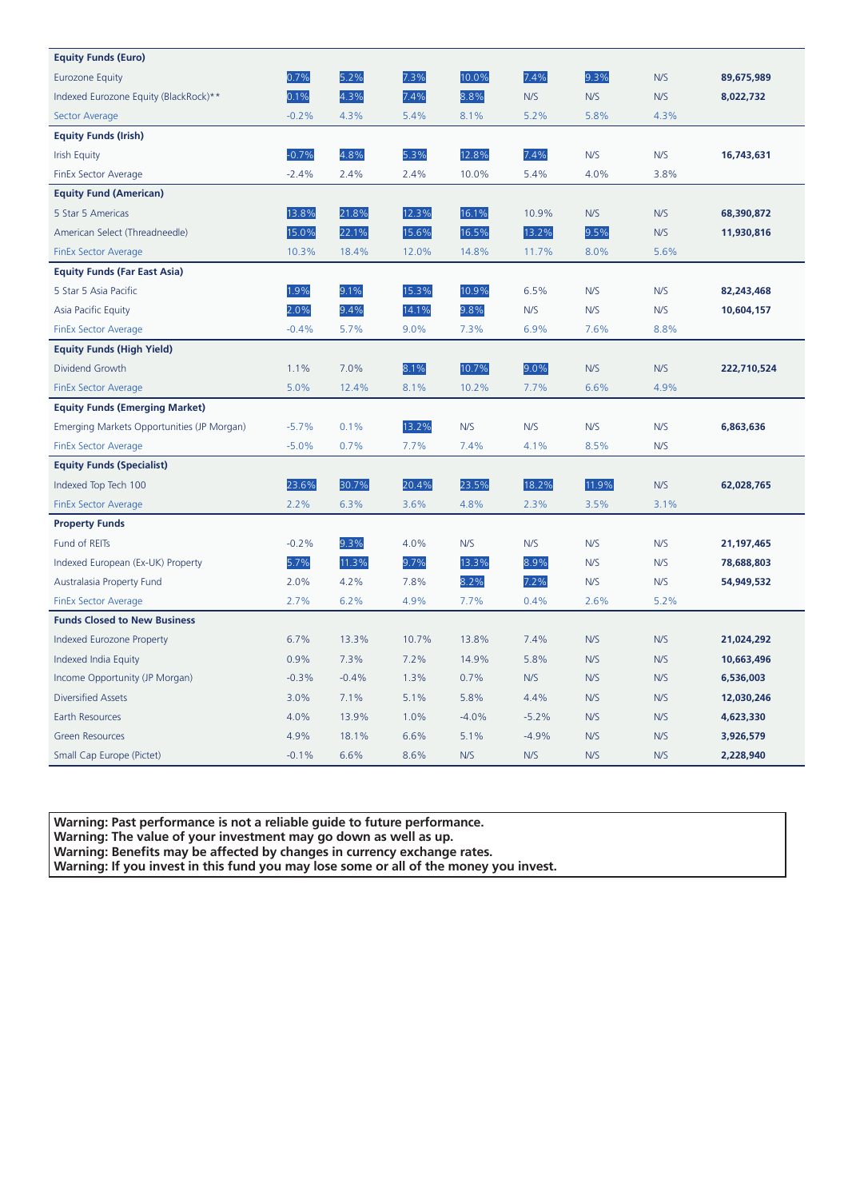| | | | | | | | | |
|---|---|---|---|---|---|---|---|---|
| **Equity Funds (Euro)** | | | | | | | | |
| Eurozone Equity | 0.7% | 5.2% | 7.3% | 10.0% | 7.4% | 9.3% | N/S | **89,675,989** |
| Indexed Eurozone Equity (BlackRock)** | 0.1% | 4.3% | 7.4% | 8.8% | N/S | N/S | N/S | **8,022,732** |
| Sector Average | -0.2% | 4.3% | 5.4% | 8.1% | 5.2% | 5.8% | 4.3% | |
| **Equity Funds (Irish)** | | | | | | | | |
| Irish Equity | -0.7% | 4.8% | 5.3% | 12.8% | 7.4% | N/S | N/S | **16,743,631** |
| FinEx Sector Average | -2.4% | 2.4% | 2.4% | 10.0% | 5.4% | 4.0% | 3.8% | |
| **Equity Fund (American)** | | | | | | | | |
| 5 Star 5 Americas | 13.8% | 21.8% | 12.3% | 16.1% | 10.9% | N/S | N/S | **68,390,872** |
| American Select (Threadneedle) | 15.0% | 22.1% | 15.6% | 16.5% | 13.2% | 9.5% | N/S | **11,930,816** |
| FinEx Sector Average | 10.3% | 18.4% | 12.0% | 14.8% | 11.7% | 8.0% | 5.6% | |
| **Equity Funds (Far East Asia)** | | | | | | | | |
| 5 Star 5 Asia Pacific | 1.9% | 9.1% | 15.3% | 10.9% | 6.5% | N/S | N/S | **82,243,468** |
| Asia Pacific Equity | 2.0% | 9.4% | 14.1% | 9.8% | N/S | N/S | N/S | **10,604,157** |
| FinEx Sector Average | -0.4% | 5.7% | 9.0% | 7.3% | 6.9% | 7.6% | 8.8% | |
| **Equity Funds (High Yield)** | | | | | | | | |
| Dividend Growth | 1.1% | 7.0% | 8.1% | 10.7% | 9.0% | N/S | N/S | **222,710,524** |
| FinEx Sector Average | 5.0% | 12.4% | 8.1% | 10.2% | 7.7% | 6.6% | 4.9% | |
| **Equity Funds (Emerging Market)** | | | | | | | | |
| Emerging Markets Opportunities (JP Morgan) | -5.7% | 0.1% | 13.2% | N/S | N/S | N/S | N/S | **6,863,636** |
| FinEx Sector Average | -5.0% | 0.7% | 7.7% | 7.4% | 4.1% | 8.5% | N/S | |
| **Equity Funds (Specialist)** | | | | | | | | |
| Indexed Top Tech 100 | 23.6% | 30.7% | 20.4% | 23.5% | 18.2% | 11.9% | N/S | **62,028,765** |
| FinEx Sector Average | 2.2% | 6.3% | 3.6% | 4.8% | 2.3% | 3.5% | 3.1% | |
| **Property Funds** | | | | | | | | |
| Fund of REITs | -0.2% | 9.3% | 4.0% | N/S | N/S | N/S | N/S | **21,197,465** |
| Indexed European (Ex-UK) Property | 5.7% | 11.3% | 9.7% | 13.3% | 8.9% | N/S | N/S | **78,688,803** |
| Australasia Property Fund | 2.0% | 4.2% | 7.8% | 8.2% | 7.2% | N/S | N/S | **54,949,532** |
| FinEx Sector Average | 2.7% | 6.2% | 4.9% | 7.7% | 0.4% | 2.6% | 5.2% | |
| **Funds Closed to New Business** | | | | | | | | |
| Indexed Eurozone Property | 6.7% | 13.3% | 10.7% | 13.8% | 7.4% | N/S | N/S | **21,024,292** |
| Indexed India Equity | 0.9% | 7.3% | 7.2% | 14.9% | 5.8% | N/S | N/S | **10,663,496** |
| Income Opportunity (JP Morgan) | -0.3% | -0.4% | 1.3% | 0.7% | N/S | N/S | N/S | **6,536,003** |
| Diversified Assets | 3.0% | 7.1% | 5.1% | 5.8% | 4.4% | N/S | N/S | **12,030,246** |
| Earth Resources | 4.0% | 13.9% | 1.0% | -4.0% | -5.2% | N/S | N/S | **4,623,330** |
| Green Resources | 4.9% | 18.1% | 6.6% | 5.1% | -4.9% | N/S | N/S | **3,926,579** |
| Small Cap Europe (Pictet) | -0.1% | 6.6% | 8.6% | N/S | N/S | N/S | N/S | **2,228,940** |

**Warning: Past performance is not a reliable guide to future performance.**
**Warning: The value of your investment may go down as well as up.**
**Warning: Benefits may be affected by changes in currency exchange rates.**
**Warning: If you invest in this fund you may lose some or all of the money you invest.**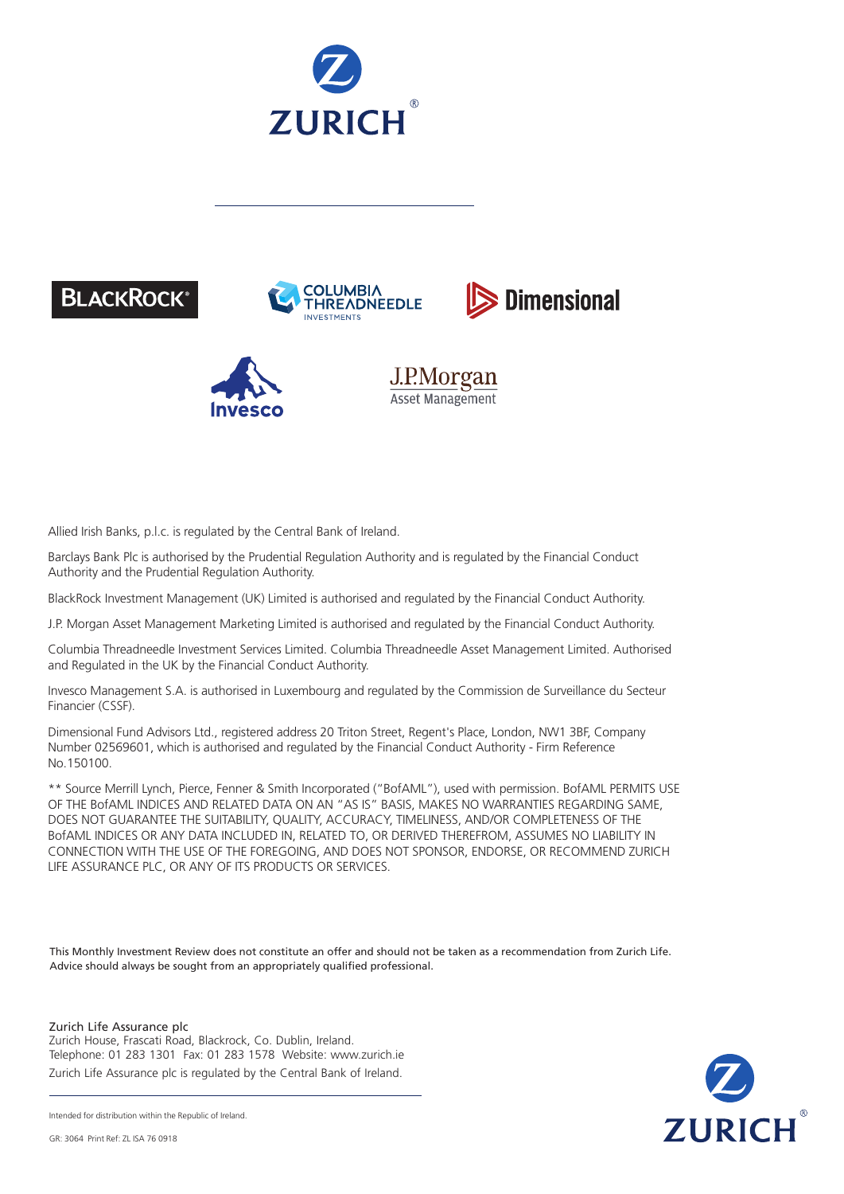Allied Irish Banks, p.l.c. is regulated by the Central Bank of Ireland.

Barclays Bank Plc is authorised by the Prudential Regulation Authority and is regulated by the Financial Conduct Authority and the Prudential Regulation Authority.

BlackRock Investment Management (UK) Limited is authorised and regulated by the Financial Conduct Authority.

J.P. Morgan Asset Management Marketing Limited is authorised and regulated by the Financial Conduct Authority.

Columbia Threadneedle Investment Services Limited. Columbia Threadneedle Asset Management Limited. Authorised and Regulated in the UK by the Financial Conduct Authority.

Invesco Management S.A. is authorised in Luxembourg and regulated by the Commission de Surveillance du Secteur Financier (CSSF).

Dimensional Fund Advisors Ltd., registered address 20 Triton Street, Regent's Place, London, NW1 3BF, Company Number 02569601, which is authorised and regulated by the Financial Conduct Authority - Firm Reference No.150100.

** Source Merrill Lynch, Pierce, Fenner & Smith Incorporated ("BofAML"), used with permission. BofAML PERMITS USE OF THE BofAML INDICES AND RELATED DATA ON AN "AS IS" BASIS, MAKES NO WARRANTIES REGARDING SAME, DOES NOT GUARANTEE THE SUITABILITY, QUALITY, ACCURACY, TIMELINESS, AND/OR COMPLETENESS OF THE BofAML INDICES OR ANY DATA INCLUDED IN, RELATED TO, OR DERIVED THEREFROM, ASSUMES NO LIABILITY IN CONNECTION WITH THE USE OF THE FOREGOING, AND DOES NOT SPONSOR, ENDORSE, OR RECOMMEND ZURICH LIFE ASSURANCE PLC, OR ANY OF ITS PRODUCTS OR SERVICES.

This Monthly Investment Review does not constitute an offer and should not be taken as a recommendation from Zurich Life. Advice should always be sought from an appropriately qualified professional.

Zurich Life Assurance plc
Zurich House, Frascati Road, Blackrock, Co. Dublin, Ireland.
Telephone: 01 283 1301 Fax: 01 283 1578 Website: www.zurich.ie
Zurich Life Assurance plc is regulated by the Central Bank of Ireland.

Intended for distribution within the Republic of Ireland.

GR: 3064 Print Ref: ZL ISA 76 0918